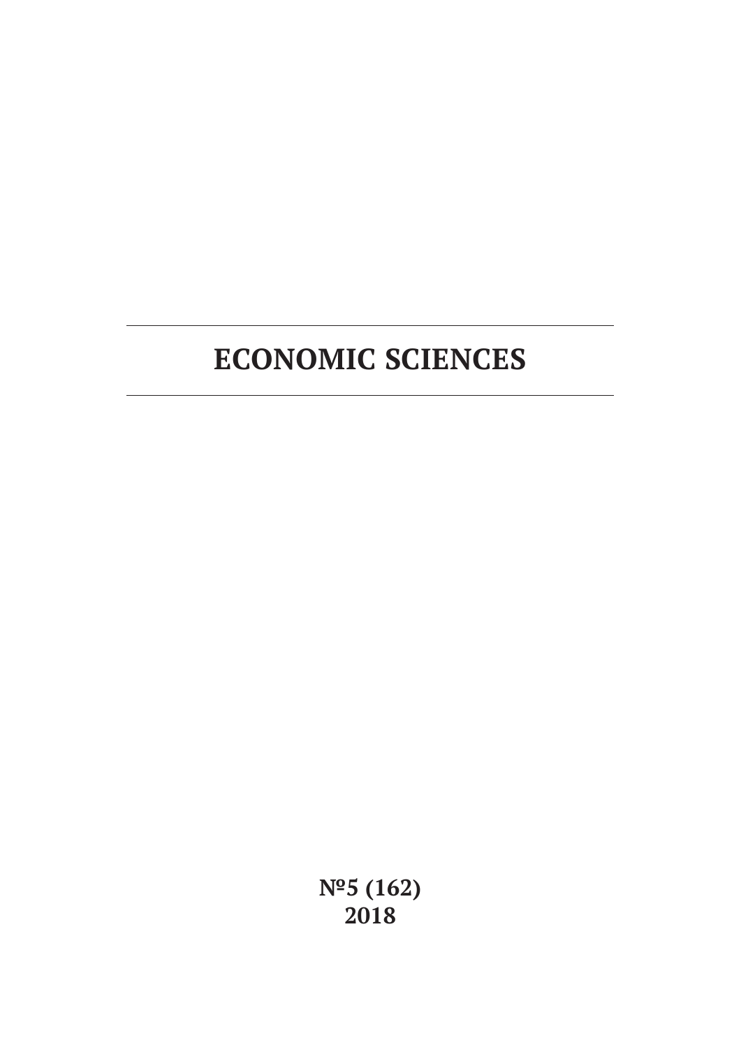# ECONOMIC SCIENCES

**№5 (162)**
**2018**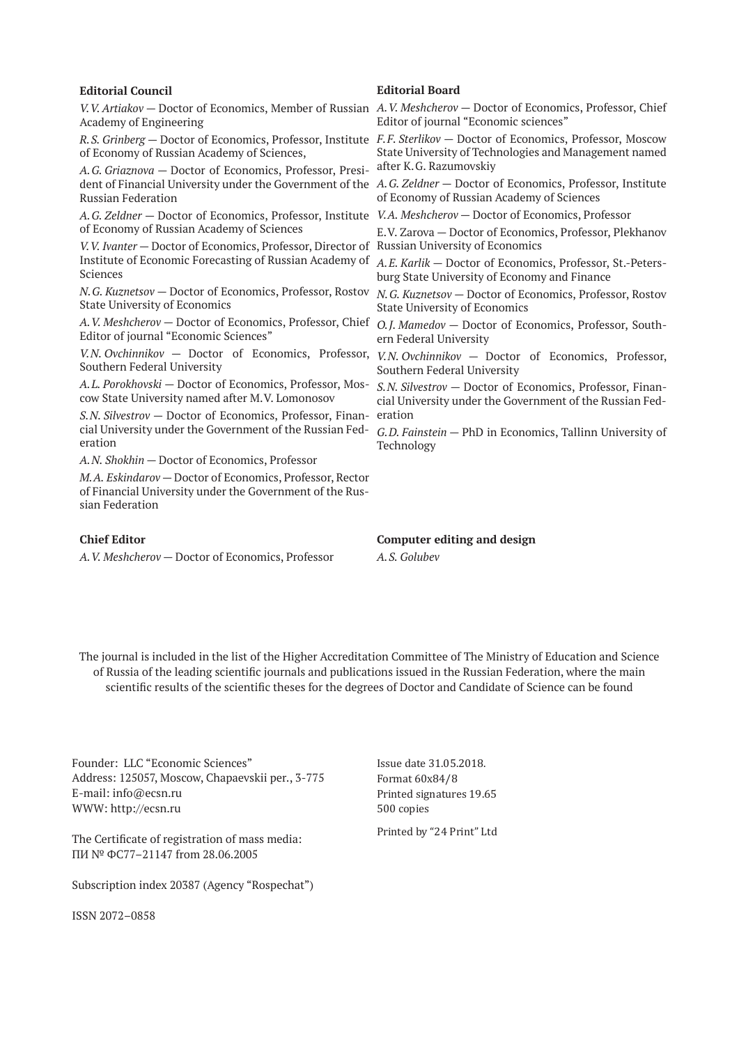**Editorial Council**

*V. V. Artiakov* — Doctor of Economics, Member of Russian Academy of Engineering

*R. S. Grinberg* — Doctor of Economics, Professor, Institute of Economy of Russian Academy of Sciences,

*A. G. Griaznova* — Doctor of Economics, Professor, President of Financial University under the Government of the Russian Federation

*A. G. Zeldner* — Doctor of Economics, Professor, Institute of Economy of Russian Academy of Sciences

*V. V. Ivanter* — Doctor of Economics, Professor, Director of Institute of Economic Forecasting of Russian Academy of Sciences

*N. G. Kuznetsov* — Doctor of Economics, Professor, Rostov State University of Economics

*A. V. Meshcherov* — Doctor of Economics, Professor, Chief Editor of journal "Economic Sciences"

*V.N. Ovchinnikov* — Doctor of Economics, Professor, Southern Federal University

*A. L. Porokhovski* — Doctor of Economics, Professor, Moscow State University named after M. V. Lomonosov

*S. N. Silvestrov* — Doctor of Economics, Professor, Financial University under the Government of the Russian Federation

*A. N. Shokhin* — Doctor of Economics, Professor

*M. A. Eskindarov* — Doctor of Economics, Professor, Rector of Financial University under the Government of the Russian Federation

**Editorial Board**

*A. V. Meshcherov* — Doctor of Economics, Professor, Chief Editor of journal "Economic sciences"

*F. F. Sterlikov* — Doctor of Economics, Professor, Moscow State University of Technologies and Management named after K. G. Razumovskiy

*A. G. Zeldner* — Doctor of Economics, Professor, Institute of Economy of Russian Academy of Sciences

*V. A. Meshcherov* — Doctor of Economics, Professor

E. V. Zarova — Doctor of Economics, Professor, Plekhanov Russian University of Economics

*A. E. Karlik* — Doctor of Economics, Professor, St.-Petersburg State University of Economy and Finance

*N. G. Kuznetsov* — Doctor of Economics, Professor, Rostov State University of Economics

*O. J. Mamedov* — Doctor of Economics, Professor, Southern Federal University

*V.N. Ovchinnikov* — Doctor of Economics, Professor, Southern Federal University

*S. N. Silvestrov* — Doctor of Economics, Professor, Financial University under the Government of the Russian Federation

*G. D. Fainstein* — PhD in Economics, Tallinn University of Technology

**Chief Editor**

*A. V. Meshcherov* — Doctor of Economics, Professor

**Computer editing and design**

*A. S. Golubev*

The journal is included in the list of the Higher Accreditation Committee of The Ministry of Education and Science of Russia of the leading scientific journals and publications issued in the Russian Federation, where the main scientific results of the scientific theses for the degrees of Doctor and Candidate of Science can be found

Founder: LLC "Economic Sciences"
Address: 125057, Moscow, Chapaevskii per., 3-775
E-mail: info@ecsn.ru
WWW: http://ecsn.ru

The Certificate of registration of mass media:
ПИ № ФС77–21147 from 28.06.2005

Subscription index 20387 (Agency "Rospechat")

ISSN 2072–0858

Issue date 31.05.2018.
Format 60x84/8
Printed signatures 19.65
500 copies

Printed by "24 Print" Ltd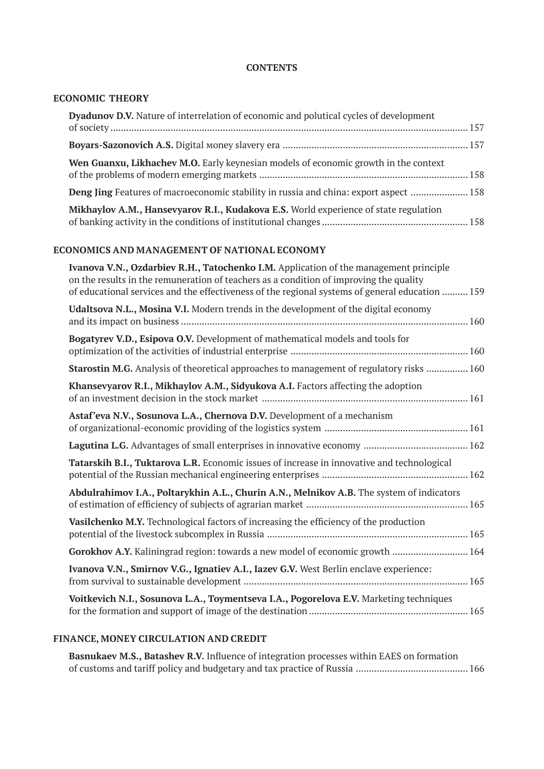**CONTENTS**

## ECONOMIC THEORY

**Dyadunov D.V.** Nature of interrelation of economic and polutical cycles of development of society ........ 157

**Boyars-Sazonovich A.S.** Digital мoney slavery era ........ 157

**Wen Guanxu, Likhachev M.O.** Early keynesian models of economic growth in the context of the problems of modern emerging markets ........ 158

**Deng Jing** Features of macroeconomic stability in russia and china: export aspect ........ 158

**Mikhaylov A.M., Hansevyarov R.I., Kudakova E.S.** World experience of state regulation of banking activity in the conditions of institutional changes ........ 158

## ECONOMICS AND MANAGEMENT OF NATIONAL ECONOMY

**Ivanova V.N., Ozdarbiev R.H., Tatochenko I.M.** Application of the management principle on the results in the remuneration of teachers as a condition of improving the quality of educational services and the effectiveness of the regional systems of general education ........ 159

**Udaltsova N.L., Mosina V.I.** Modern trends in the development of the digital economy and its impact on business ........ 160

**Bogatyrev V.D., Esipova O.V.** Development of mathematical models and tools for optimization of the activities of industrial enterprise ........ 160

**Starostin M.G.** Analysis of theoretical approaches to management of regulatory risks ........ 160

**Khansevyarov R.I., Mikhaylov A.M., Sidyukova A.I.** Factors affecting the adoption of an investment decision in the stock market ........ 161

**Astaf'eva N.V., Sosunova L.A., Chernova D.V.** Development of a mechanism of organizational-economic providing of the logistics system ........ 161

**Lagutina L.G.** Advantages of small enterprises in innovative economy ........ 162

**Tatarskih B.I., Tuktarova L.R.** Economic issues of increase in innovative and technological potential of the Russian mechanical engineering enterprises ........ 162

**Abdulrahimov I.A., Poltarykhin A.L., Churin A.N., Melnikov A.B.** The system of indicators of estimation of efficiency of subjects of agrarian market ........ 165

**Vasilchenko M.Y.** Technological factors of increasing the efficiency of the production potential of the livestock subcomplex in Russia ........ 165

**Gorokhov A.Y.** Kaliningrad region: towards a new model of economic growth ........ 164

**Ivanova V.N., Smirnov V.G., Ignatiev A.I., Iazev G.V.** West Berlin enclave experience: from survival to sustainable development ........ 165

**Voitkevich N.I., Sosunova L.A., Toymentseva I.A., Pogorelova E.V.** Marketing techniques for the formation and support of image of the destination ........ 165

## FINANCE, MONEY CIRCULATION AND CREDIT

**Basnukaev M.S., Batashev R.V.** Influence of integration processes within EAES on formation of customs and tariff policy and budgetary and tax practice of Russia ........ 166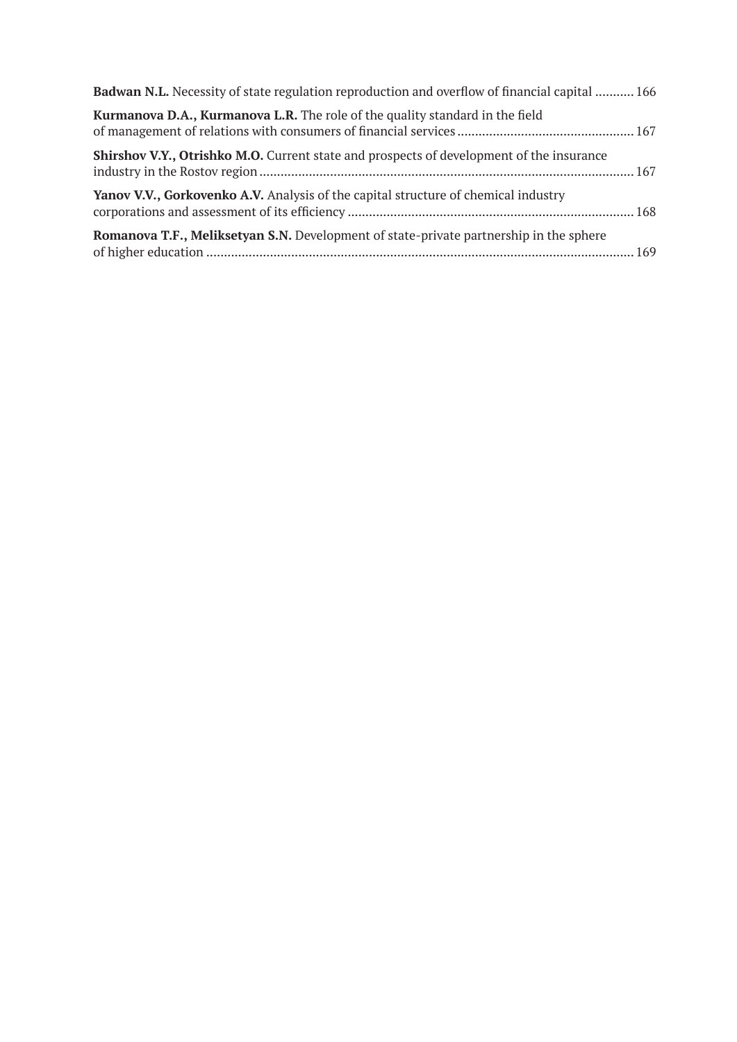**Badwan N.L.** Necessity of state regulation reproduction and overflow of financial capital ........... 166

**Kurmanova D.A., Kurmanova L.R.** The role of the quality standard in the field of management of relations with consumers of financial services ................................................ 167

**Shirshov V.Y., Otrishko M.O.** Current state and prospects of development of the insurance industry in the Rostov region ........................................................................................................ 167

**Yanov V.V., Gorkovenko A.V.** Analysis of the capital structure of chemical industry corporations and assessment of its efficiency ................................................................................ 168

**Romanova T.F., Meliksetyan S.N.** Development of state-private partnership in the sphere of higher education ........................................................................................................................ 169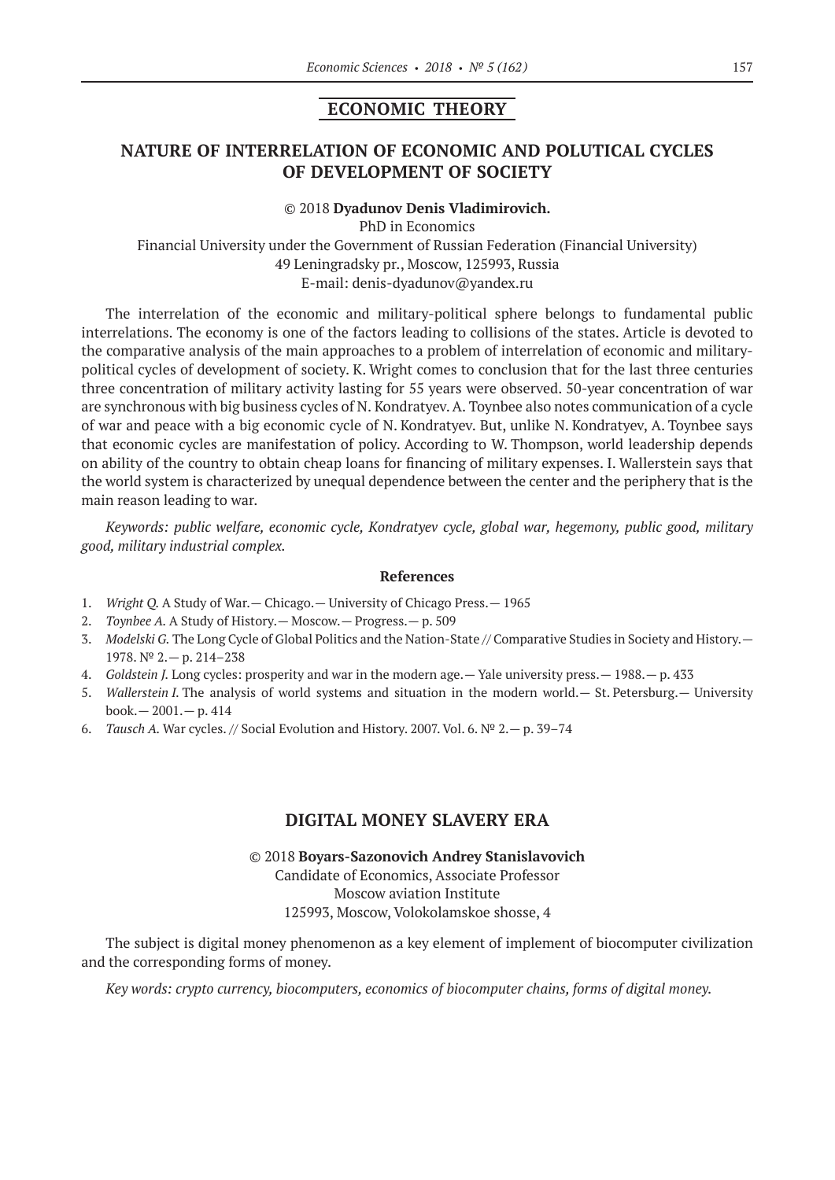## ECONOMIC THEORY

### NATURE OF INTERRELATION OF ECONOMIC AND POLUTICAL CYCLES OF DEVELOPMENT OF SOCIETY

© 2018 **Dyadunov Denis Vladimirovich.**
PhD in Economics
Financial University under the Government of Russian Federation (Financial University)
49 Leningradsky pr., Moscow, 125993, Russia
E-mail: denis-dyadunov@yandex.ru

The interrelation of the economic and military-political sphere belongs to fundamental public interrelations. The economy is one of the factors leading to collisions of the states. Article is devoted to the comparative analysis of the main approaches to a problem of interrelation of economic and military-political cycles of development of society. K. Wright comes to conclusion that for the last three centuries three concentration of military activity lasting for 55 years were observed. 50-year concentration of war are synchronous with big business cycles of N. Kondratyev. A. Toynbee also notes communication of a cycle of war and peace with a big economic cycle of N. Kondratyev. But, unlike N. Kondratyev, A. Toynbee says that economic cycles are manifestation of policy. According to W. Thompson, world leadership depends on ability of the country to obtain cheap loans for financing of military expenses. I. Wallerstein says that the world system is characterized by unequal dependence between the center and the periphery that is the main reason leading to war.

*Keywords: public welfare, economic cycle, Kondratyev cycle, global war, hegemony, public good, military good, military industrial complex.*

#### References

1. *Wright Q.* A Study of War.— Chicago.— University of Chicago Press.— 1965
2. *Toynbee A.* A Study of History.— Moscow.— Progress.— p. 509
3. *Modelski G.* The Long Cycle of Global Politics and the Nation-State // Comparative Studies in Society and History.— 1978. № 2.— p. 214–238
4. *Goldstein J.* Long cycles: prosperity and war in the modern age.— Yale university press.— 1988.— p. 433
5. *Wallerstein I.* The analysis of world systems and situation in the modern world.— St. Petersburg.— University book.— 2001.— p. 414
6. *Tausch A.* War cycles. // Social Evolution and History. 2007. Vol. 6. № 2.— p. 39–74

### DIGITAL MONEY SLAVERY ERA

© 2018 **Boyars-Sazonovich Andrey Stanislavovich**
Candidate of Economics, Associate Professor
Moscow aviation Institute
125993, Moscow, Volokolamskoe shosse, 4

The subject is digital money phenomenon as a key element of implement of biocomputer civilization and the corresponding forms of money.

*Key words: crypto currency, biocomputers, economics of biocomputer chains, forms of digital money.*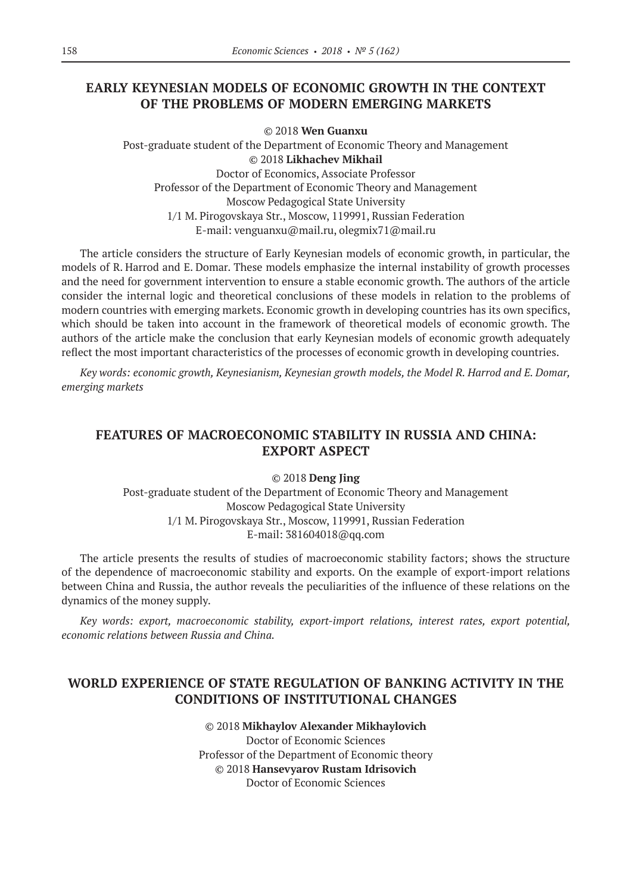## EARLY KEYNESIAN MODELS OF ECONOMIC GROWTH IN THE CONTEXT OF THE PROBLEMS OF MODERN EMERGING MARKETS

© 2018 **Wen Guanxu**
Post-graduate student of the Department of Economic Theory and Management
© 2018 **Likhachev Mikhail**
Doctor of Economics, Associate Professor
Professor of the Department of Economic Theory and Management
Moscow Pedagogical State University
1/1 M. Pirogovskaya Str., Moscow, 119991, Russian Federation
E-mail: venguanxu@mail.ru, olegmix71@mail.ru

The article considers the structure of Early Keynesian models of economic growth, in particular, the models of R. Harrod and E. Domar. These models emphasize the internal instability of growth processes and the need for government intervention to ensure a stable economic growth. The authors of the article consider the internal logic and theoretical conclusions of these models in relation to the problems of modern countries with emerging markets. Economic growth in developing countries has its own specifics, which should be taken into account in the framework of theoretical models of economic growth. The authors of the article make the conclusion that early Keynesian models of economic growth adequately reflect the most important characteristics of the processes of economic growth in developing countries.

*Key words: economic growth, Keynesianism, Keynesian growth models, the Model R. Harrod and E. Domar, emerging markets*

## FEATURES OF MACROECONOMIC STABILITY IN RUSSIA AND CHINA: EXPORT ASPECT

© 2018 **Deng Jing**
Post-graduate student of the Department of Economic Theory and Management
Moscow Pedagogical State University
1/1 M. Pirogovskaya Str., Moscow, 119991, Russian Federation
E-mail: 381604018@qq.com

The article presents the results of studies of macroeconomic stability factors; shows the structure of the dependence of macroeconomic stability and exports. On the example of export-import relations between China and Russia, the author reveals the peculiarities of the influence of these relations on the dynamics of the money supply.

*Key words: export, macroeconomic stability, export-import relations, interest rates, export potential, economic relations between Russia and China.*

## WORLD EXPERIENCE OF STATE REGULATION OF BANKING ACTIVITY IN THE CONDITIONS OF INSTITUTIONAL CHANGES

© 2018 **Mikhaylov Alexander Mikhaylovich**
Doctor of Economic Sciences
Professor of the Department of Economic theory
© 2018 **Hansevyarov Rustam Idrisovich**
Doctor of Economic Sciences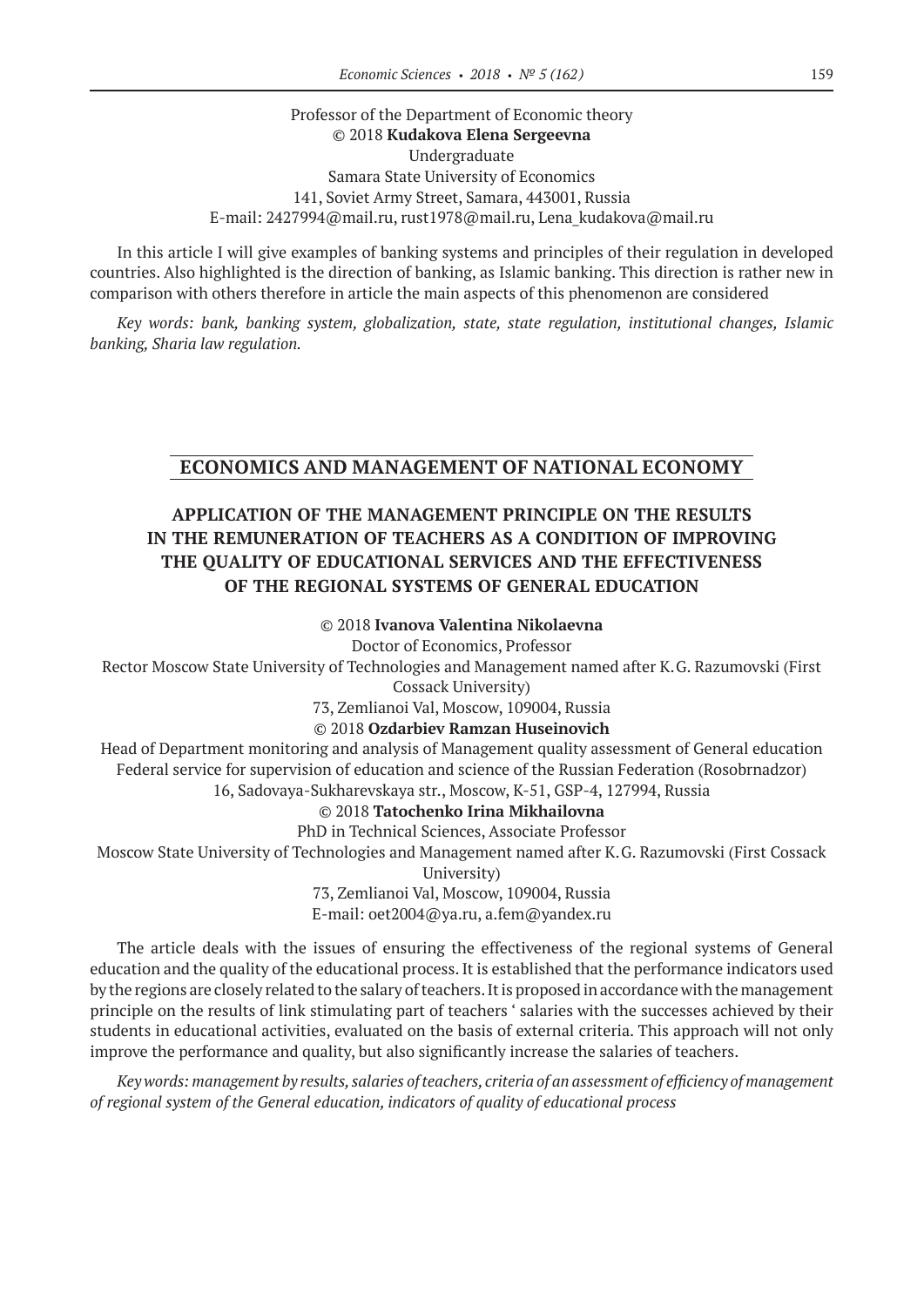Professor of the Department of Economic theory
© 2018 **Kudakova Elena Sergeevna**
Undergraduate
Samara State University of Economics
141, Soviet Army Street, Samara, 443001, Russia
E-mail: 2427994@mail.ru, rust1978@mail.ru, Lena_kudakova@mail.ru

In this article I will give examples of banking systems and principles of their regulation in developed countries. Also highlighted is the direction of banking, as Islamic banking. This direction is rather new in comparison with others therefore in article the main aspects of this phenomenon are considered

*Key words: bank, banking system, globalization, state, state regulation, institutional changes, Islamic banking, Sharia law regulation.*

## ECONOMICS AND MANAGEMENT OF NATIONAL ECONOMY

### APPLICATION OF THE MANAGEMENT PRINCIPLE ON THE RESULTS IN THE REMUNERATION OF TEACHERS AS A CONDITION OF IMPROVING THE QUALITY OF EDUCATIONAL SERVICES AND THE EFFECTIVENESS OF THE REGIONAL SYSTEMS OF GENERAL EDUCATION

© 2018 **Ivanova Valentina Nikolaevna**
Doctor of Economics, Professor
Rector Moscow State University of Technologies and Management named after K. G. Razumovski (First Cossack University)
73, Zemlianoi Val, Moscow, 109004, Russia
© 2018 **Ozdarbiev Ramzan Huseinovich**
Head of Department monitoring and analysis of Management quality assessment of General education
Federal service for supervision of education and science of the Russian Federation (Rosobrnadzor)
16, Sadovaya-Sukharevskaya str., Moscow, K-51, GSP-4, 127994, Russia
© 2018 **Tatochenko Irina Mikhailovna**
PhD in Technical Sciences, Associate Professor
Moscow State University of Technologies and Management named after K. G. Razumovski (First Cossack University)
73, Zemlianoi Val, Moscow, 109004, Russia
E-mail: oet2004@ya.ru, a.fem@yandex.ru

The article deals with the issues of ensuring the effectiveness of the regional systems of General education and the quality of the educational process. It is established that the performance indicators used by the regions are closely related to the salary of teachers. It is proposed in accordance with the management principle on the results of link stimulating part of teachers ‘ salaries with the successes achieved by their students in educational activities, evaluated on the basis of external criteria. This approach will not only improve the performance and quality, but also significantly increase the salaries of teachers.

*Key words: management by results, salaries of teachers, criteria of an assessment of efficiency of management of regional system of the General education, indicators of quality of educational process*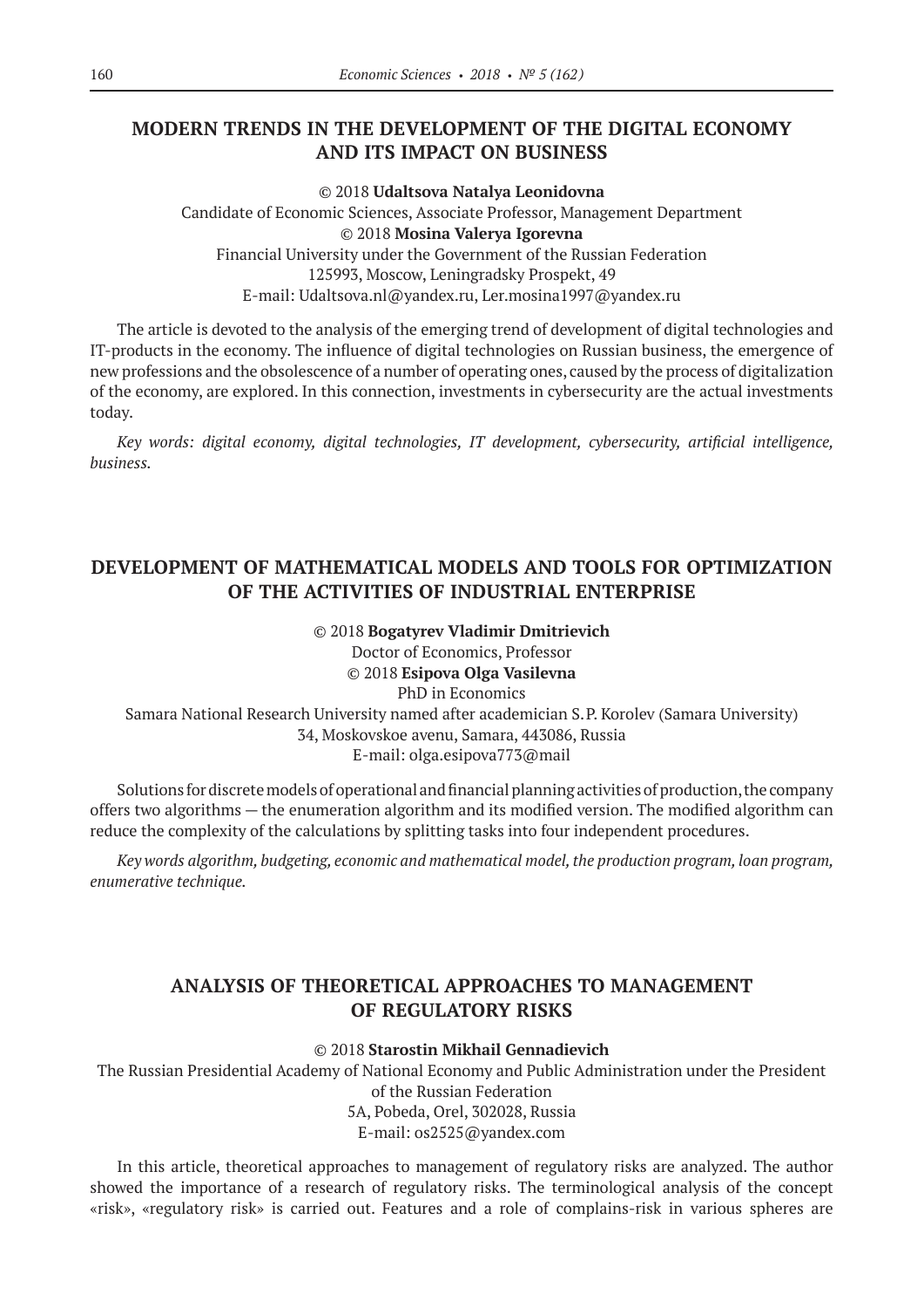## MODERN TRENDS IN THE DEVELOPMENT OF THE DIGITAL ECONOMY AND ITS IMPACT ON BUSINESS

© 2018 **Udaltsova Natalya Leonidovna**
Candidate of Economic Sciences, Associate Professor, Management Department
© 2018 **Mosina Valerya Igorevna**
Financial University under the Government of the Russian Federation
125993, Moscow, Leningradsky Prospekt, 49
E-mail: Udaltsova.nl@yandex.ru, Ler.mosina1997@yandex.ru

The article is devoted to the analysis of the emerging trend of development of digital technologies and IT-products in the economy. The influence of digital technologies on Russian business, the emergence of new professions and the obsolescence of a number of operating ones, caused by the process of digitalization of the economy, are explored. In this connection, investments in cybersecurity are the actual investments today.

*Key words: digital economy, digital technologies, IT development, cybersecurity, artificial intelligence, business.*

## DEVELOPMENT OF MATHEMATICAL MODELS AND TOOLS FOR OPTIMIZATION OF THE ACTIVITIES OF INDUSTRIAL ENTERPRISE

© 2018 **Bogatyrev Vladimir Dmitrievich**
Doctor of Economics, Professor
© 2018 **Esipova Olga Vasilevna**
PhD in Economics
Samara National Research University named after academician S.P. Korolev (Samara University)
34, Moskovskoe avenu, Samara, 443086, Russia
E-mail: olga.esipova773@mail

Solutions for discrete models of operational and financial planning activities of production, the company offers two algorithms — the enumeration algorithm and its modified version. The modified algorithm can reduce the complexity of the calculations by splitting tasks into four independent procedures.

*Key words algorithm, budgeting, economic and mathematical model, the production program, loan program, enumerative technique.*

## ANALYSIS OF THEORETICAL APPROACHES TO MANAGEMENT OF REGULATORY RISKS

© 2018 **Starostin Mikhail Gennadievich**
The Russian Presidential Academy of National Economy and Public Administration under the President of the Russian Federation
5A, Pobeda, Orel, 302028, Russia
E-mail: os2525@yandex.com

In this article, theoretical approaches to management of regulatory risks are analyzed. The author showed the importance of a research of regulatory risks. The terminological analysis of the concept «risk», «regulatory risk» is carried out. Features and a role of complains-risk in various spheres are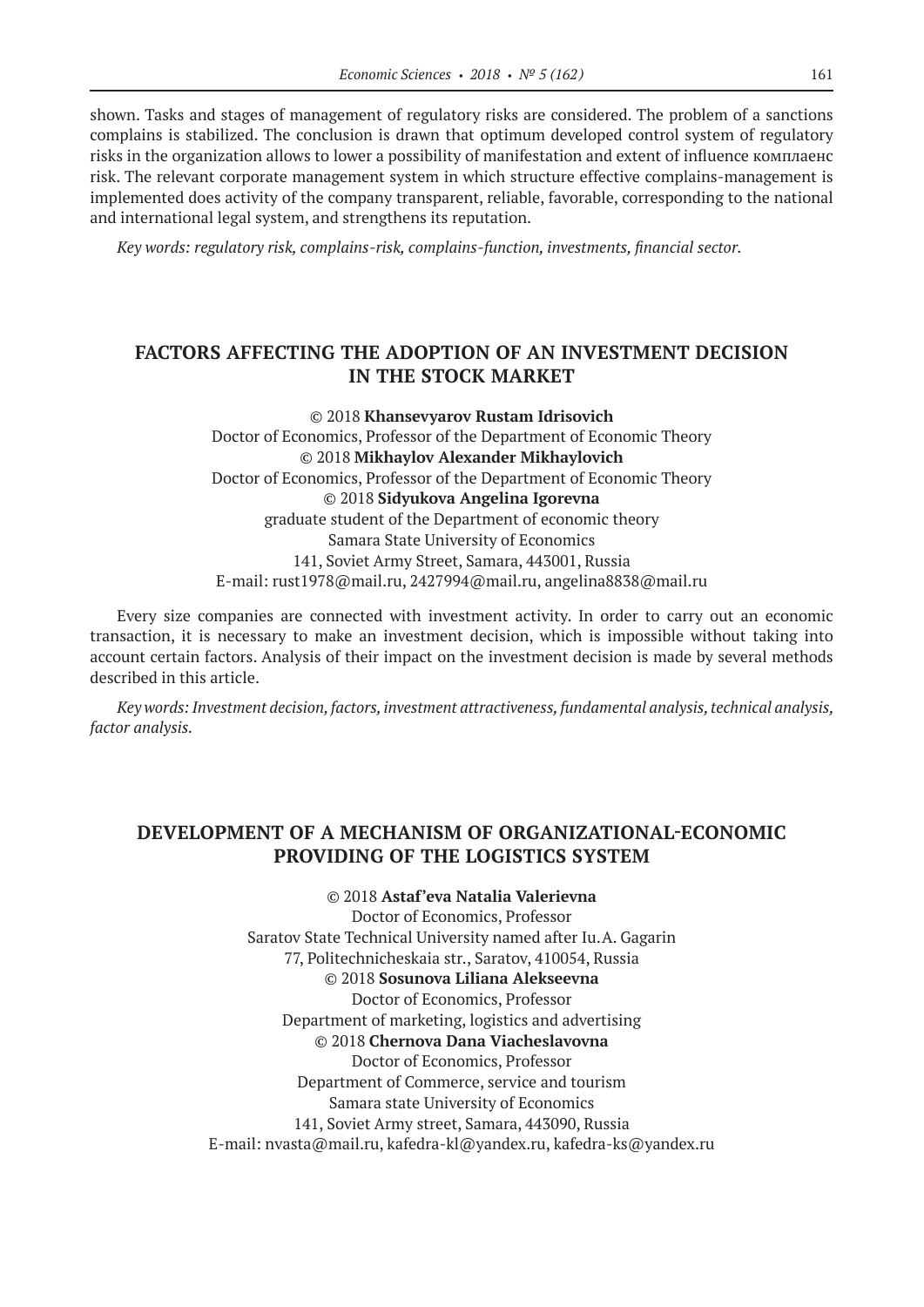shown. Tasks and stages of management of regulatory risks are considered. The problem of a sanctions complains is stabilized. The conclusion is drawn that optimum developed control system of regulatory risks in the organization allows to lower a possibility of manifestation and extent of influence комплаенс risk. The relevant corporate management system in which structure effective complains-management is implemented does activity of the company transparent, reliable, favorable, corresponding to the national and international legal system, and strengthens its reputation.

*Key words: regulatory risk, complains-risk, complains-function, investments, financial sector.*

## FACTORS AFFECTING THE ADOPTION OF AN INVESTMENT DECISION IN THE STOCK MARKET

© 2018 **Khansevyarov Rustam Idrisovich**
Doctor of Economics, Professor of the Department of Economic Theory
© 2018 **Mikhaylov Alexander Mikhaylovich**
Doctor of Economics, Professor of the Department of Economic Theory
© 2018 **Sidyukova Angelina Igorevna**
graduate student of the Department of economic theory
Samara State University of Economics
141, Soviet Army Street, Samara, 443001, Russia
E-mail: rust1978@mail.ru, 2427994@mail.ru, angelina8838@mail.ru

Every size companies are connected with investment activity. In order to carry out an economic transaction, it is necessary to make an investment decision, which is impossible without taking into account certain factors. Analysis of their impact on the investment decision is made by several methods described in this article.

*Key words: Investment decision, factors, investment attractiveness, fundamental analysis, technical analysis, factor analysis.*

## DEVELOPMENT OF A MECHANISM OF ORGANIZATIONAL-ECONOMIC PROVIDING OF THE LOGISTICS SYSTEM

© 2018 **Astaf'eva Natalia Valerievna**
Doctor of Economics, Professor
Saratov State Technical University named after Iu.A. Gagarin
77, Politechnicheskaia str., Saratov, 410054, Russia
© 2018 **Sosunova Liliana Alekseevna**
Doctor of Economics, Professor
Department of marketing, logistics and advertising
© 2018 **Chernova Dana Viacheslavovna**
Doctor of Economics, Professor
Department of Commerce, service and tourism
Samara state University of Economics
141, Soviet Army street, Samara, 443090, Russia
E-mail: nvasta@mail.ru, kafedra-kl@yandex.ru, kafedra-ks@yandex.ru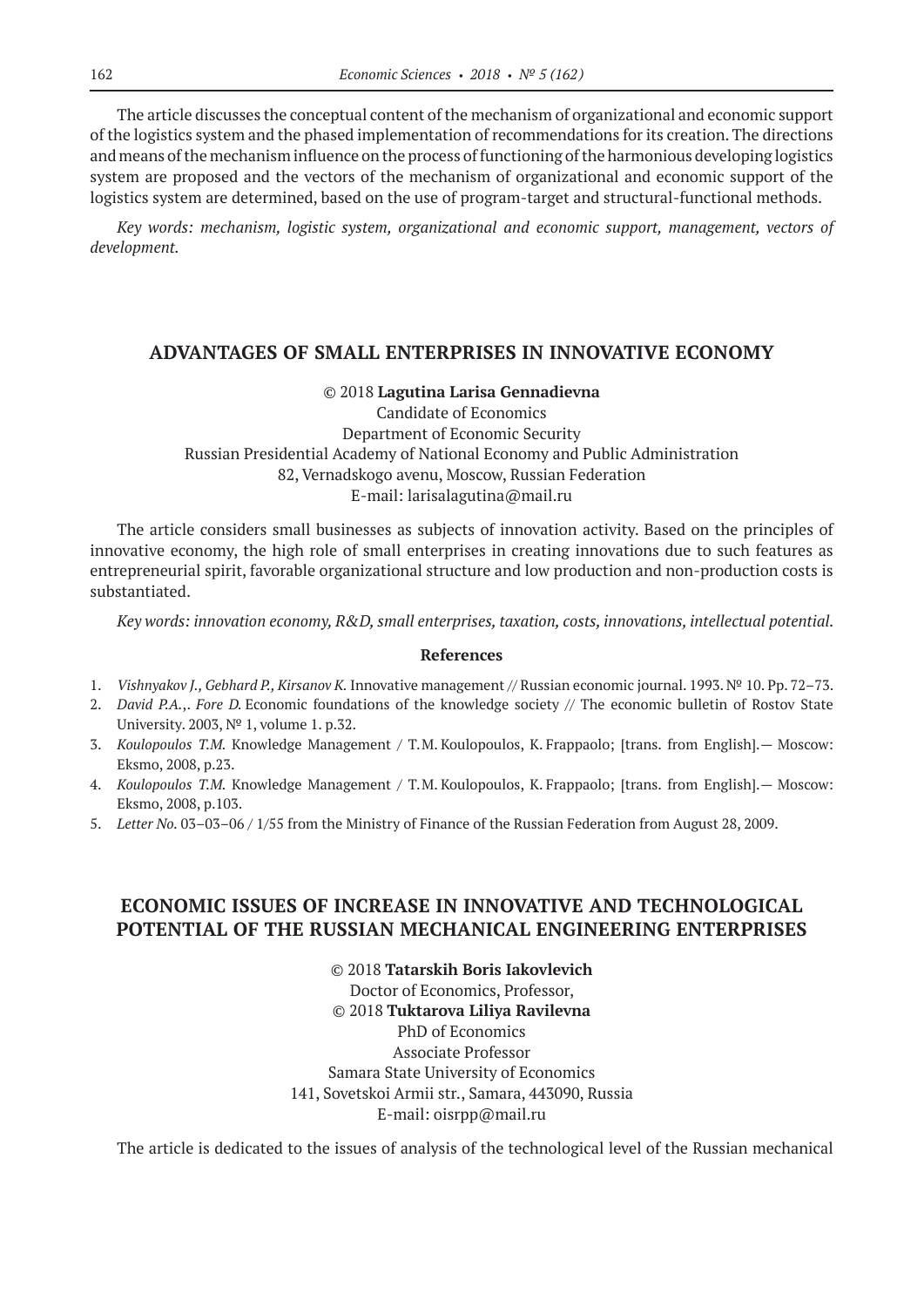The article discusses the conceptual content of the mechanism of organizational and economic support of the logistics system and the phased implementation of recommendations for its creation. The directions and means of the mechanism influence on the process of functioning of the harmonious developing logistics system are proposed and the vectors of the mechanism of organizational and economic support of the logistics system are determined, based on the use of program-target and structural-functional methods.

*Key words: mechanism, logistic system, organizational and economic support, management, vectors of development.*

## ADVANTAGES OF SMALL ENTERPRISES IN INNOVATIVE ECONOMY

© 2018 **Lagutina Larisa Gennadievna**
Candidate of Economics
Department of Economic Security
Russian Presidential Academy of National Economy and Public Administration
82, Vernadskogo avenu, Moscow, Russian Federation
E-mail: larisalagutina@mail.ru

The article considers small businesses as subjects of innovation activity. Based on the principles of innovative economy, the high role of small enterprises in creating innovations due to such features as entrepreneurial spirit, favorable organizational structure and low production and non-production costs is substantiated.

*Key words: innovation economy, R&D, small enterprises, taxation, costs, innovations, intellectual potential.*

### References

1. *Vishnyakov J., Gebhard P., Kirsanov K.* Innovative management // Russian economic journal. 1993. № 10. Pp. 72–73.
2. *David P.A.,. Fore D.* Economic foundations of the knowledge society // The economic bulletin of Rostov State University. 2003, № 1, volume 1. p.32.
3. *Koulopoulos T.M.* Knowledge Management / T.M. Koulopoulos, K. Frappaolo; [trans. from English].— Moscow: Eksmo, 2008, p.23.
4. *Koulopoulos T.M.* Knowledge Management / T.M. Koulopoulos, K. Frappaolo; [trans. from English].— Moscow: Eksmo, 2008, p.103.
5. *Letter No.* 03–03–06 / 1/55 from the Ministry of Finance of the Russian Federation from August 28, 2009.

## ECONOMIC ISSUES OF INCREASE IN INNOVATIVE AND TECHNOLOGICAL POTENTIAL OF THE RUSSIAN MECHANICAL ENGINEERING ENTERPRISES

© 2018 **Tatarskih Boris Iakovlevich**
Doctor of Economics, Professor,
© 2018 **Tuktarova Liliya Ravilevna**
PhD of Economics
Associate Professor
Samara State University of Economics
141, Sovetskoi Armii str., Samara, 443090, Russia
E-mail: oisrpp@mail.ru

The article is dedicated to the issues of analysis of the technological level of the Russian mechanical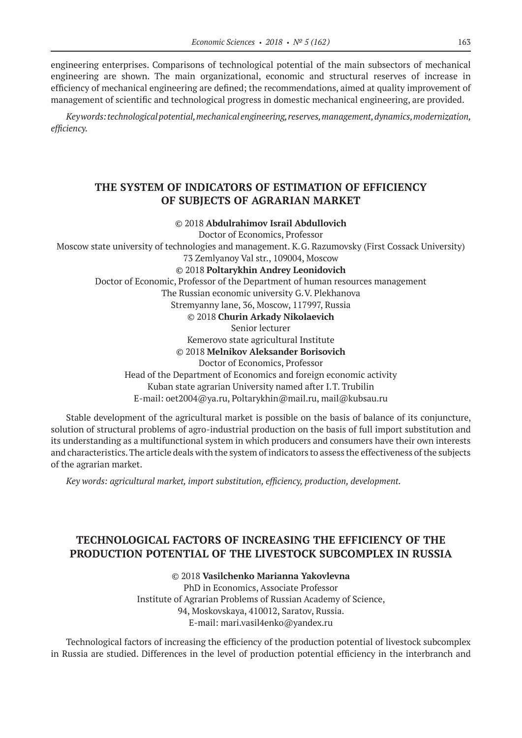engineering enterprises. Comparisons of technological potential of the main subsectors of mechanical engineering are shown. The main organizational, economic and structural reserves of increase in efficiency of mechanical engineering are defined; the recommendations, aimed at quality improvement of management of scientific and technological progress in domestic mechanical engineering, are provided.

*Key words: technological potential, mechanical engineering, reserves, management, dynamics, modernization, efficiency.*

## THE SYSTEM OF INDICATORS OF ESTIMATION OF EFFICIENCY OF SUBJECTS OF AGRARIAN MARKET

© 2018 **Abdulrahimov Israil Abdullovich**
Doctor of Economics, Professor
Moscow state university of technologies and management. K.G. Razumovsky (First Cossack University)
73 Zemlyanoy Val str., 109004, Moscow
© 2018 **Poltarykhin Andrey Leonidovich**
Doctor of Economic, Professor of the Department of human resources management
The Russian economic university G.V. Plekhanova
Stremyanny lane, 36, Moscow, 117997, Russia
© 2018 **Churin Arkady Nikolaevich**
Senior lecturer
Kemerovo state agricultural Institute
© 2018 **Melnikov Aleksander Borisovich**
Doctor of Economics, Professor
Head of the Department of Economics and foreign economic activity
Kuban state agrarian University named after I.T. Trubilin
E-mail: oet2004@ya.ru, Poltarykhin@mail.ru, mail@kubsau.ru

Stable development of the agricultural market is possible on the basis of balance of its conjuncture, solution of structural problems of agro-industrial production on the basis of full import substitution and its understanding as a multifunctional system in which producers and consumers have their own interests and characteristics. The article deals with the system of indicators to assess the effectiveness of the subjects of the agrarian market.

*Key words: agricultural market, import substitution, efficiency, production, development.*

## TECHNOLOGICAL FACTORS OF INCREASING THE EFFICIENCY OF THE PRODUCTION POTENTIAL OF THE LIVESTOCK SUBCOMPLEX IN RUSSIA

© 2018 **Vasilchenko Marianna Yakovlevna**
PhD in Economics, Associate Professor
Institute of Agrarian Problems of Russian Academy of Science,
94, Moskovskaya, 410012, Saratov, Russia.
E-mail: mari.vasil4enko@yandex.ru

Technological factors of increasing the efficiency of the production potential of livestock subcomplex in Russia are studied. Differences in the level of production potential efficiency in the interbranch and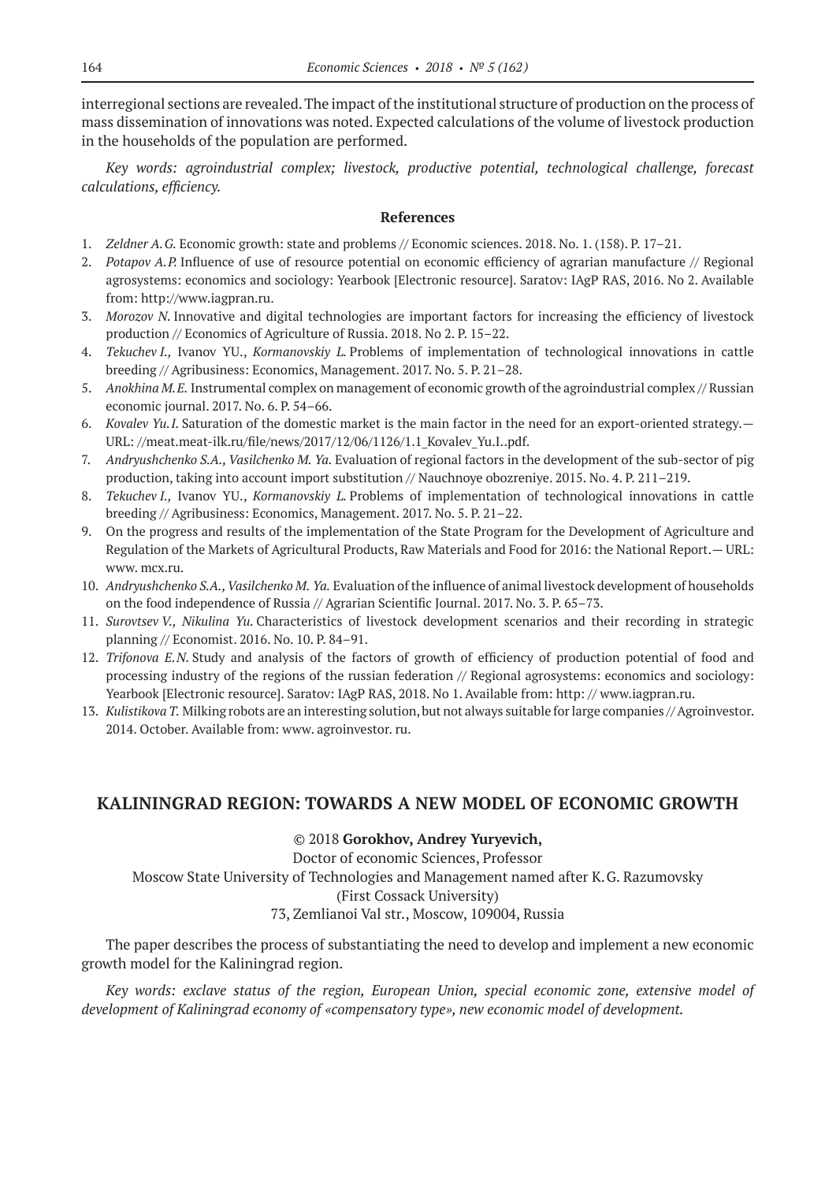interregional sections are revealed. The impact of the institutional structure of production on the process of mass dissemination of innovations was noted. Expected calculations of the volume of livestock production in the households of the population are performed.

*Key words: agroindustrial complex; livestock, productive potential, technological challenge, forecast calculations, efficiency.*

### References

1. *Zeldner A.G.* Economic growth: state and problems // Economic sciences. 2018. No. 1. (158). P. 17–21.
2. *Potapov A.P.* Influence of use of resource potential on economic efficiency of agrarian manufacture // Regional agrosystems: economics and sociology: Yearbook [Electronic resource]. Saratov: IAgP RAS, 2016. No 2. Available from: http://www.iagpran.ru.
3. *Morozov N.* Innovative and digital technologies are important factors for increasing the efficiency of livestock production // Economics of Agriculture of Russia. 2018. No 2. P. 15–22.
4. *Tekuchev I.,* Ivanov YU., *Kormanovskiy L.* Problems of implementation of technological innovations in cattle breeding // Agribusiness: Economics, Management. 2017. No. 5. P. 21–28.
5. *Anokhina M.E.* Instrumental complex on management of economic growth of the agroindustrial complex // Russian economic journal. 2017. No. 6. P. 54–66.
6. *Kovalev Yu.I.* Saturation of the domestic market is the main factor in the need for an export-oriented strategy.— URL: //meat.meat-ilk.ru/file/news/2017/12/06/1126/1.1_Kovalev_Yu.I..pdf.
7. *Andryushchenko S.A., Vasilchenko M. Ya.* Evaluation of regional factors in the development of the sub-sector of pig production, taking into account import substitution // Nauchnoye obozreniye. 2015. No. 4. P. 211–219.
8. *Tekuchev I.,* Ivanov YU., *Kormanovskiy L.* Problems of implementation of technological innovations in cattle breeding // Agribusiness: Economics, Management. 2017. No. 5. P. 21–22.
9. On the progress and results of the implementation of the State Program for the Development of Agriculture and Regulation of the Markets of Agricultural Products, Raw Materials and Food for 2016: the National Report.— URL: www. mcx.ru.
10. *Andryushchenko S.A., Vasilchenko M. Ya.* Evaluation of the influence of animal livestock development of households on the food independence of Russia // Agrarian Scientific Journal. 2017. No. 3. P. 65–73.
11. *Surovtsev V., Nikulina Yu.* Characteristics of livestock development scenarios and their recording in strategic planning // Economist. 2016. No. 10. P. 84–91.
12. *Trifonova E.N.* Study and analysis of the factors of growth of efficiency of production potential of food and processing industry of the regions of the russian federation // Regional agrosystems: economics and sociology: Yearbook [Electronic resource]. Saratov: IAgP RAS, 2018. No 1. Available from: http: // www.iagpran.ru.
13. *Kulistikova T.* Milking robots are an interesting solution, but not always suitable for large companies // Agroinvestor. 2014. October. Available from: www. agroinvestor. ru.

## KALININGRAD REGION: TOWARDS A NEW MODEL OF ECONOMIC GROWTH

© 2018 **Gorokhov, Andrey Yuryevich,**
Doctor of economic Sciences, Professor
Moscow State University of Technologies and Management named after K.G. Razumovsky
(First Cossack University)
73, Zemlianoi Val str., Moscow, 109004, Russia

The paper describes the process of substantiating the need to develop and implement a new economic growth model for the Kaliningrad region.

*Key words: exclave status of the region, European Union, special economic zone, extensive model of development of Kaliningrad economy of «compensatory type», new economic model of development.*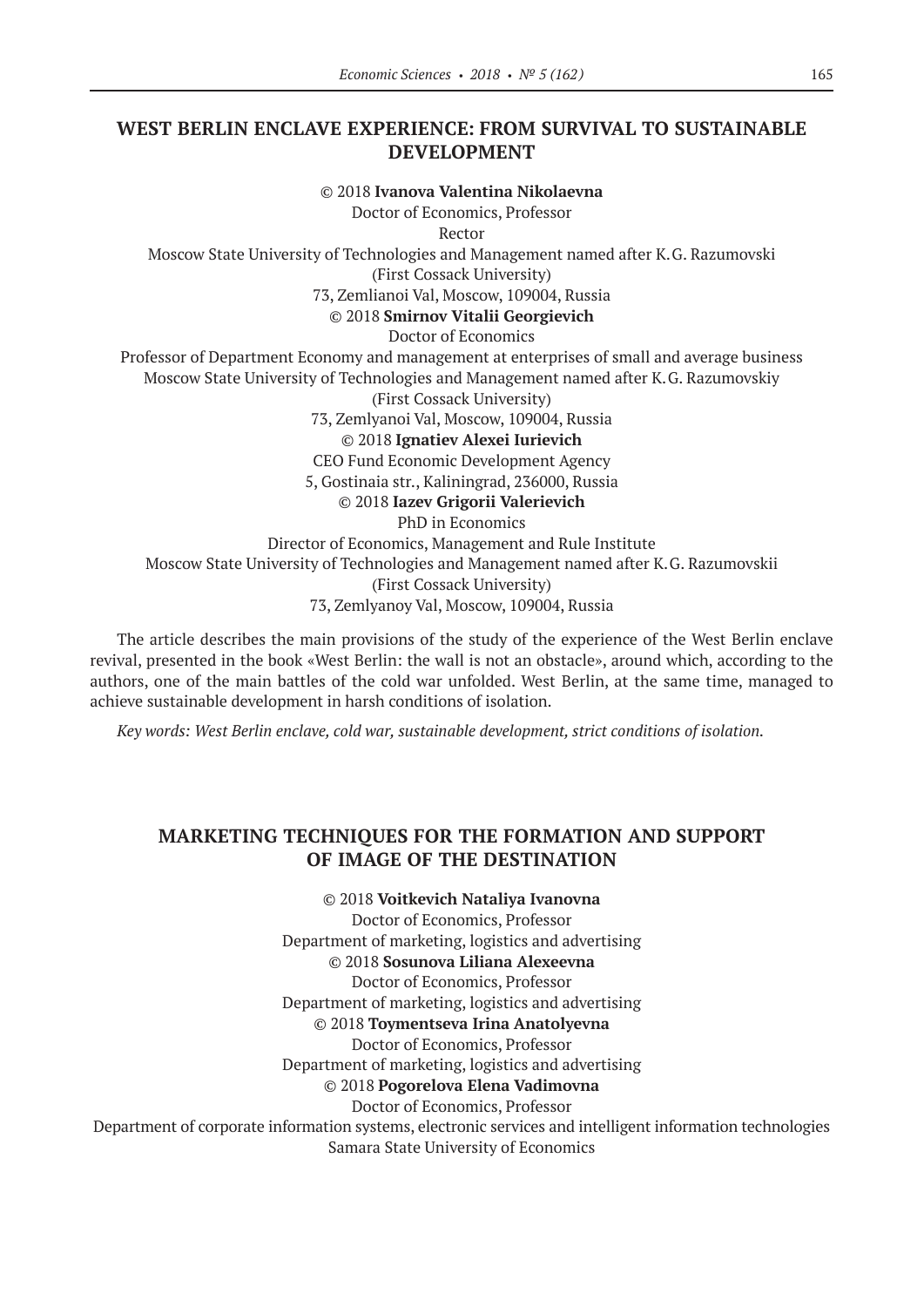## WEST BERLIN ENCLAVE EXPERIENCE: FROM SURVIVAL TO SUSTAINABLE DEVELOPMENT

© 2018 **Ivanova Valentina Nikolaevna**
Doctor of Economics, Professor
Rector
Moscow State University of Technologies and Management named after K.G. Razumovski
(First Cossack University)
73, Zemlianoi Val, Moscow, 109004, Russia

© 2018 **Smirnov Vitalii Georgievich**
Doctor of Economics
Professor of Department Economy and management at enterprises of small and average business
Moscow State University of Technologies and Management named after K.G. Razumovskiy
(First Cossack University)
73, Zemlyanoi Val, Moscow, 109004, Russia

© 2018 **Ignatiev Alexei Iurievich**
CEO Fund Economic Development Agency
5, Gostinaia str., Kaliningrad, 236000, Russia

© 2018 **Iazev Grigorii Valerievich**
PhD in Economics
Director of Economics, Management and Rule Institute
Moscow State University of Technologies and Management named after K.G. Razumovskii
(First Cossack University)
73, Zemlyanoy Val, Moscow, 109004, Russia

The article describes the main provisions of the study of the experience of the West Berlin enclave revival, presented in the book «West Berlin: the wall is not an obstacle», around which, according to the authors, one of the main battles of the cold war unfolded. West Berlin, at the same time, managed to achieve sustainable development in harsh conditions of isolation.

*Key words: West Berlin enclave, cold war, sustainable development, strict conditions of isolation.*

## MARKETING TECHNIQUES FOR THE FORMATION AND SUPPORT OF IMAGE OF THE DESTINATION

© 2018 **Voitkevich Nataliya Ivanovna**
Doctor of Economics, Professor
Department of marketing, logistics and advertising

© 2018 **Sosunova Liliana Alexeevna**
Doctor of Economics, Professor
Department of marketing, logistics and advertising

© 2018 **Toymentseva Irina Anatolyevna**
Doctor of Economics, Professor
Department of marketing, logistics and advertising

© 2018 **Pogorelova Elena Vadimovna**
Doctor of Economics, Professor
Department of corporate information systems, electronic services and intelligent information technologies
Samara State University of Economics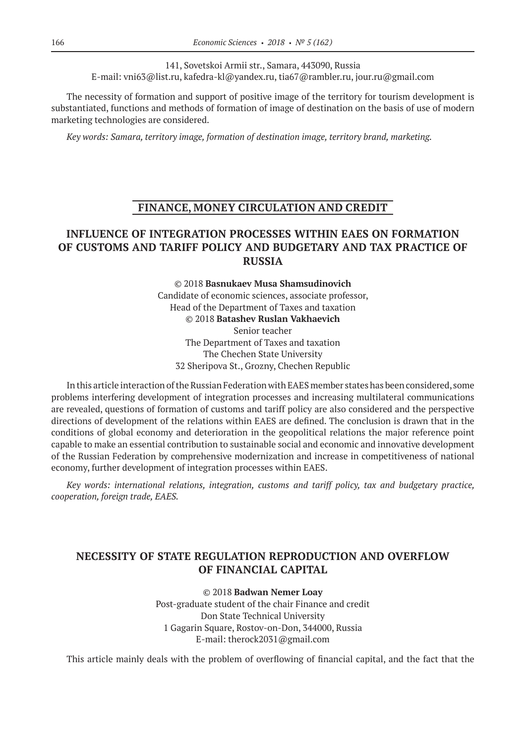141, Sovetskoi Armii str., Samara, 443090, Russia
E-mail: vni63@list.ru, kafedra-kl@yandex.ru, tia67@rambler.ru, jour.ru@gmail.com

The necessity of formation and support of positive image of the territory for tourism development is substantiated, functions and methods of formation of image of destination on the basis of use of modern marketing technologies are considered.

*Key words: Samara, territory image, formation of destination image, territory brand, marketing.*

## FINANCE, MONEY CIRCULATION AND CREDIT

### INFLUENCE OF INTEGRATION PROCESSES WITHIN EAES ON FORMATION OF CUSTOMS AND TARIFF POLICY AND BUDGETARY AND TAX PRACTICE OF RUSSIA

© 2018 **Basnukaev Musa Shamsudinovich**
Candidate of economic sciences, associate professor,
Head of the Department of Taxes and taxation
© 2018 **Batashev Ruslan Vakhaevich**
Senior teacher
The Department of Taxes and taxation
The Chechen State University
32 Sheripova St., Grozny, Chechen Republic

In this article interaction of the Russian Federation with EAES member states has been considered, some problems interfering development of integration processes and increasing multilateral communications are revealed, questions of formation of customs and tariff policy are also considered and the perspective directions of development of the relations within EAES are defined. The conclusion is drawn that in the conditions of global economy and deterioration in the geopolitical relations the major reference point capable to make an essential contribution to sustainable social and economic and innovative development of the Russian Federation by comprehensive modernization and increase in competitiveness of national economy, further development of integration processes within EAES.

*Key words: international relations, integration, customs and tariff policy, tax and budgetary practice, cooperation, foreign trade, EAES.*

### NECESSITY OF STATE REGULATION REPRODUCTION AND OVERFLOW OF FINANCIAL CAPITAL

© 2018 **Badwan Nemer Loay**
Post-graduate student of the chair Finance and credit
Don State Technical University
1 Gagarin Square, Rostov-on-Don, 344000, Russia
E-mail: therock2031@gmail.com

This article mainly deals with the problem of overflowing of financial capital, and the fact that the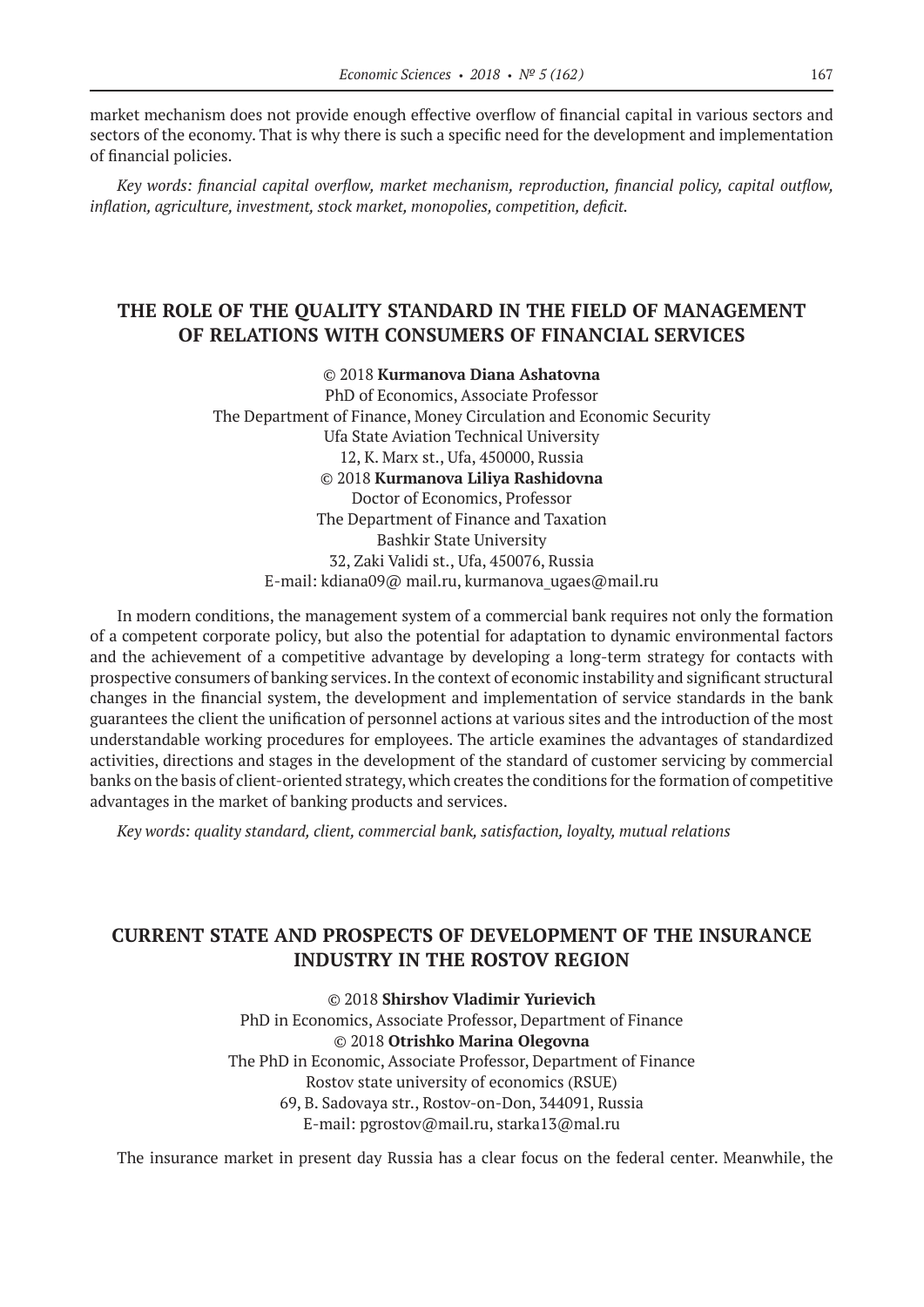market mechanism does not provide enough effective overflow of financial capital in various sectors and sectors of the economy. That is why there is such a specific need for the development and implementation of financial policies.

*Key words: financial capital overflow, market mechanism, reproduction, financial policy, capital outflow, inflation, agriculture, investment, stock market, monopolies, competition, deficit.*

## THE ROLE OF THE QUALITY STANDARD IN THE FIELD OF MANAGEMENT OF RELATIONS WITH CONSUMERS OF FINANCIAL SERVICES

© 2018 **Kurmanova Diana Ashatovna**
PhD of Economics, Associate Professor
The Department of Finance, Money Circulation and Economic Security
Ufa State Aviation Technical University
12, K. Marx st., Ufa, 450000, Russia
© 2018 **Kurmanova Liliya Rashidovna**
Doctor of Economics, Professor
The Department of Finance and Taxation
Bashkir State University
32, Zaki Validi st., Ufa, 450076, Russia
E-mail: kdiana09@ mail.ru, kurmanova_ugaes@mail.ru

In modern conditions, the management system of a commercial bank requires not only the formation of a competent corporate policy, but also the potential for adaptation to dynamic environmental factors and the achievement of a competitive advantage by developing a long-term strategy for contacts with prospective consumers of banking services. In the context of economic instability and significant structural changes in the financial system, the development and implementation of service standards in the bank guarantees the client the unification of personnel actions at various sites and the introduction of the most understandable working procedures for employees. The article examines the advantages of standardized activities, directions and stages in the development of the standard of customer servicing by commercial banks on the basis of client-oriented strategy, which creates the conditions for the formation of competitive advantages in the market of banking products and services.

*Key words: quality standard, client, commercial bank, satisfaction, loyalty, mutual relations*

## CURRENT STATE AND PROSPECTS OF DEVELOPMENT OF THE INSURANCE INDUSTRY IN THE ROSTOV REGION

© 2018 **Shirshov Vladimir Yurievich**
PhD in Economics, Associate Professor, Department of Finance
© 2018 **Otrishko Marina Olegovna**
The PhD in Economic, Associate Professor, Department of Finance
Rostov state university of economics (RSUE)
69, B. Sadovaya str., Rostov-on-Don, 344091, Russia
E-mail: pgrostov@mail.ru, starka13@mal.ru

The insurance market in present day Russia has a clear focus on the federal center. Meanwhile, the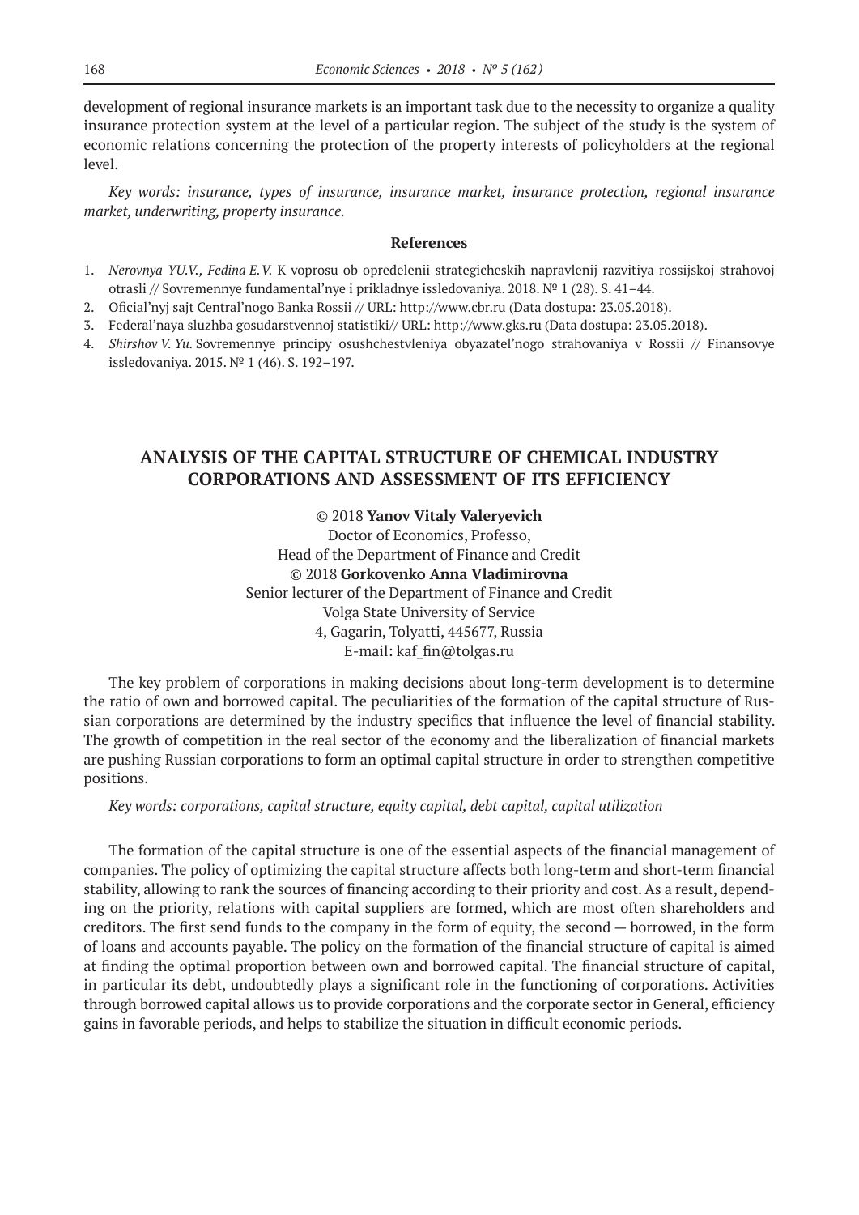development of regional insurance markets is an important task due to the necessity to organize a quality insurance protection system at the level of a particular region. The subject of the study is the system of economic relations concerning the protection of the property interests of policyholders at the regional level.

*Key words: insurance, types of insurance, insurance market, insurance protection, regional insurance market, underwriting, property insurance.*

**References**

1. *Nerovnya YU.V., Fedina E.V.* K voprosu ob opredelenii strategicheskih napravlenij razvitiya rossijskoj strahovoj otrasli // Sovremennye fundamental'nye i prikladnye issledovaniya. 2018. № 1 (28). S. 41–44.
2. Oficial'nyj sajt Central'nogo Banka Rossii // URL: http://www.cbr.ru (Data dostupa: 23.05.2018).
3. Federal'naya sluzhba gosudarstvennoj statistiki// URL: http://www.gks.ru (Data dostupa: 23.05.2018).
4. *Shirshov V. Yu.* Sovremennye principy osushchestvleniya obyazatel'nogo strahovaniya v Rossii // Finansovye issledovaniya. 2015. № 1 (46). S. 192–197.

## ANALYSIS OF THE CAPITAL STRUCTURE OF CHEMICAL INDUSTRY CORPORATIONS AND ASSESSMENT OF ITS EFFICIENCY

© 2018 **Yanov Vitaly Valeryevich**
Doctor of Economics, Professo,
Head of the Department of Finance and Credit
© 2018 **Gorkovenko Anna Vladimirovna**
Senior lecturer of the Department of Finance and Credit
Volga State University of Service
4, Gagarin, Tolyatti, 445677, Russia
E-mail: kaf_fin@tolgas.ru

The key problem of corporations in making decisions about long-term development is to determine the ratio of own and borrowed capital. The peculiarities of the formation of the capital structure of Russian corporations are determined by the industry specifics that influence the level of financial stability. The growth of competition in the real sector of the economy and the liberalization of financial markets are pushing Russian corporations to form an optimal capital structure in order to strengthen competitive positions.

*Key words: corporations, capital structure, equity capital, debt capital, capital utilization*

The formation of the capital structure is one of the essential aspects of the financial management of companies. The policy of optimizing the capital structure affects both long-term and short-term financial stability, allowing to rank the sources of financing according to their priority and cost. As a result, depending on the priority, relations with capital suppliers are formed, which are most often shareholders and creditors. The first send funds to the company in the form of equity, the second — borrowed, in the form of loans and accounts payable. The policy on the formation of the financial structure of capital is aimed at finding the optimal proportion between own and borrowed capital. The financial structure of capital, in particular its debt, undoubtedly plays a significant role in the functioning of corporations. Activities through borrowed capital allows us to provide corporations and the corporate sector in General, efficiency gains in favorable periods, and helps to stabilize the situation in difficult economic periods.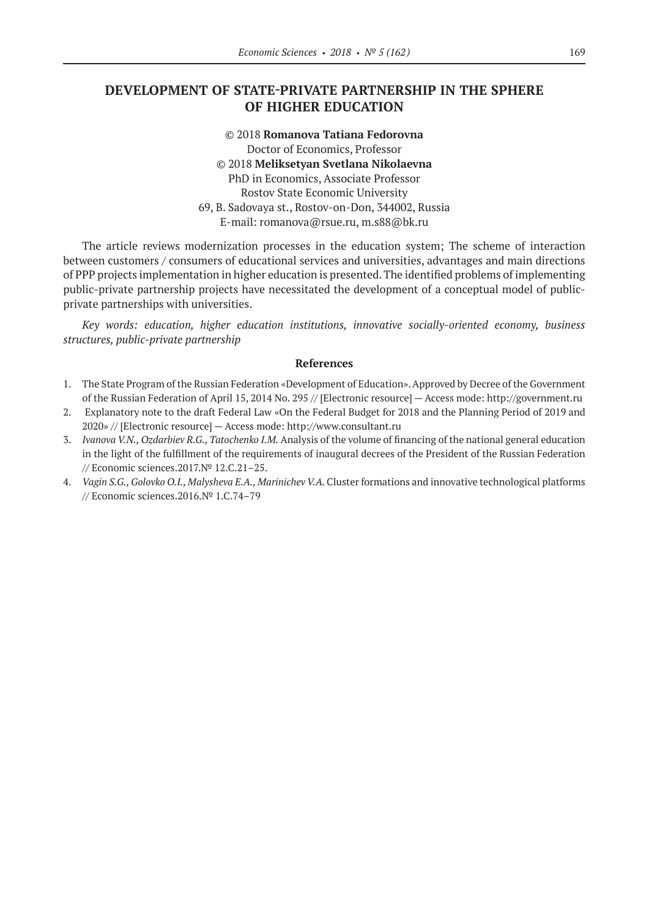# DEVELOPMENT OF STATE-PRIVATE PARTNERSHIP IN THE SPHERE OF HIGHER EDUCATION

© 2018 **Romanova Tatiana Fedorovna**
Doctor of Economics, Professor
© 2018 **Meliksetyan Svetlana Nikolaevna**
PhD in Economics, Associate Professor
Rostov State Economic University
69, B. Sadovaya st., Rostov-on-Don, 344002, Russia
E-mail: romanova@rsue.ru, m.s88@bk.ru

The article reviews modernization processes in the education system; The scheme of interaction between customers / consumers of educational services and universities, advantages and main directions of PPP projects implementation in higher education is presented. The identified problems of implementing public-private partnership projects have necessitated the development of a conceptual model of public-private partnerships with universities.

*Key words: education, higher education institutions, innovative socially-oriented economy, business structures, public-private partnership*

### References

1. The State Program of the Russian Federation «Development of Education». Approved by Decree of the Government of the Russian Federation of April 15, 2014 No. 295 // [Electronic resource] — Access mode: http://government.ru
2. Explanatory note to the draft Federal Law «On the Federal Budget for 2018 and the Planning Period of 2019 and 2020» // [Electronic resource] — Access mode: http://www.consultant.ru
3. *Ivanova V.N., Ozdarbiev R.G., Tatochenko I.M.* Analysis of the volume of financing of the national general education in the light of the fulfillment of the requirements of inaugural decrees of the President of the Russian Federation // Economic sciences.2017.№ 12.C.21–25.
4. *Vagin S.G., Golovko O.I., Malysheva E.A., Marinichev V.A.* Cluster formations and innovative technological platforms // Economic sciences.2016.№ 1.C.74–79